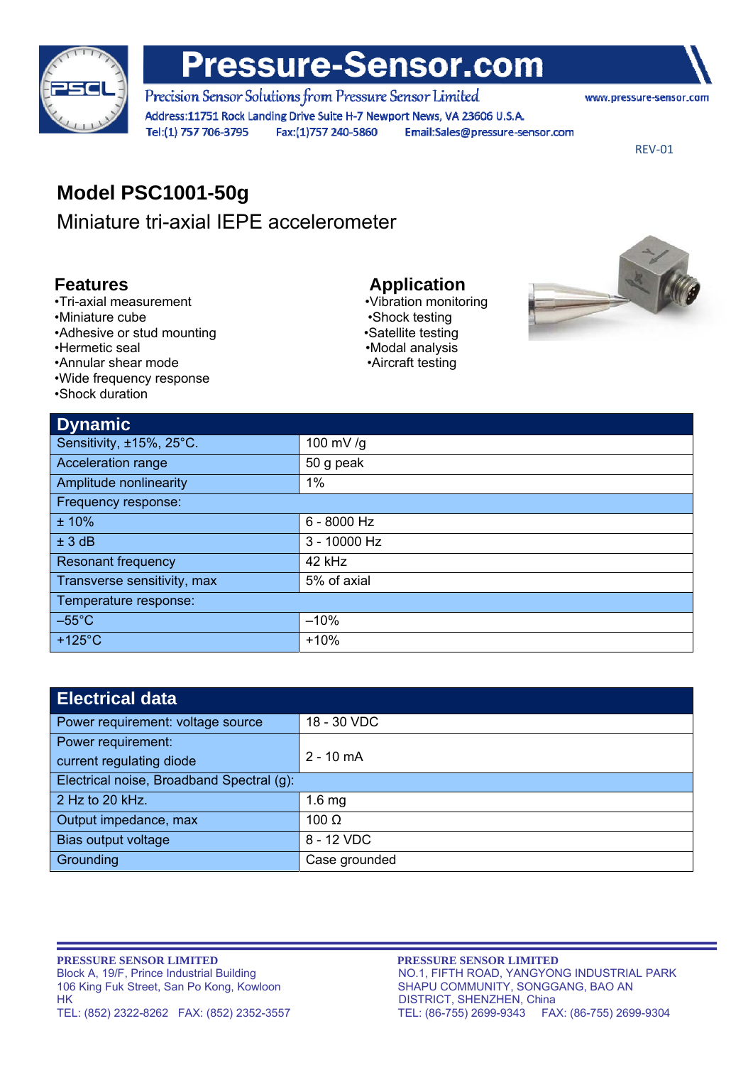# Pressure-Sensor.com

Precision Sensor Solutions from Pressure Sensor Limited

www.pressure-sensor.com

Address:11751 Rock Landing Drive Suite H-7 Newport News, VA 23606 U.S.A.

Tel:(1) 757 706-3795 Fax:(1)757 240-5860 Email:Sales@pressure-sensor.com

REV-01

## Model PSC1001-50g

Miniature tri-axial IEPE accelerometer

### Features

- Tri-axial measurement
- Miniature cube
- Adhesive or stud mounting
- Hermetic seal
- Annular shear mode
- Wide frequency response
- Shock duration

### Application

- Vibration monitoring
- Shock testing
- Satellite testing
- Modal analysis
- Aircraft testing

| Dynamic | |
|---|---|
| Sensitivity, ±15%, 25°C. | 100 mV /g |
| Acceleration range | 50 g peak |
| Amplitude nonlinearity | 1% |
| Frequency response: | |
| ± 10% | 6 - 8000 Hz |
| ± 3 dB | 3 - 10000 Hz |
| Resonant frequency | 42 kHz |
| Transverse sensitivity, max | 5% of axial |
| Temperature response: | |
| –55°C | –10% |
| +125°C | +10% |

| Electrical data | |
|---|---|
| Power requirement: voltage source | 18 - 30 VDC |
| Power requirement: current regulating diode | 2 - 10 mA |
| Electrical noise, Broadband Spectral (g): | |
| 2 Hz to 20 kHz. | 1.6 mg |
| Output impedance, max | 100 Ω |
| Bias output voltage | 8 - 12 VDC |
| Grounding | Case grounded |

**PRESSURE SENSOR LIMITED**
Block A, 19/F, Prince Industrial Building
106 King Fuk Street, San Po Kong, Kowloon
HK
TEL: (852) 2322-8262 FAX: (852) 2352-3557

**PRESSURE SENSOR LIMITED**
NO.1, FIFTH ROAD, YANGYONG INDUSTRIAL PARK
SHAPU COMMUNITY, SONGGANG, BAO AN
DISTRICT, SHENZHEN, China
TEL: (86-755) 2699-9343 FAX: (86-755) 2699-9304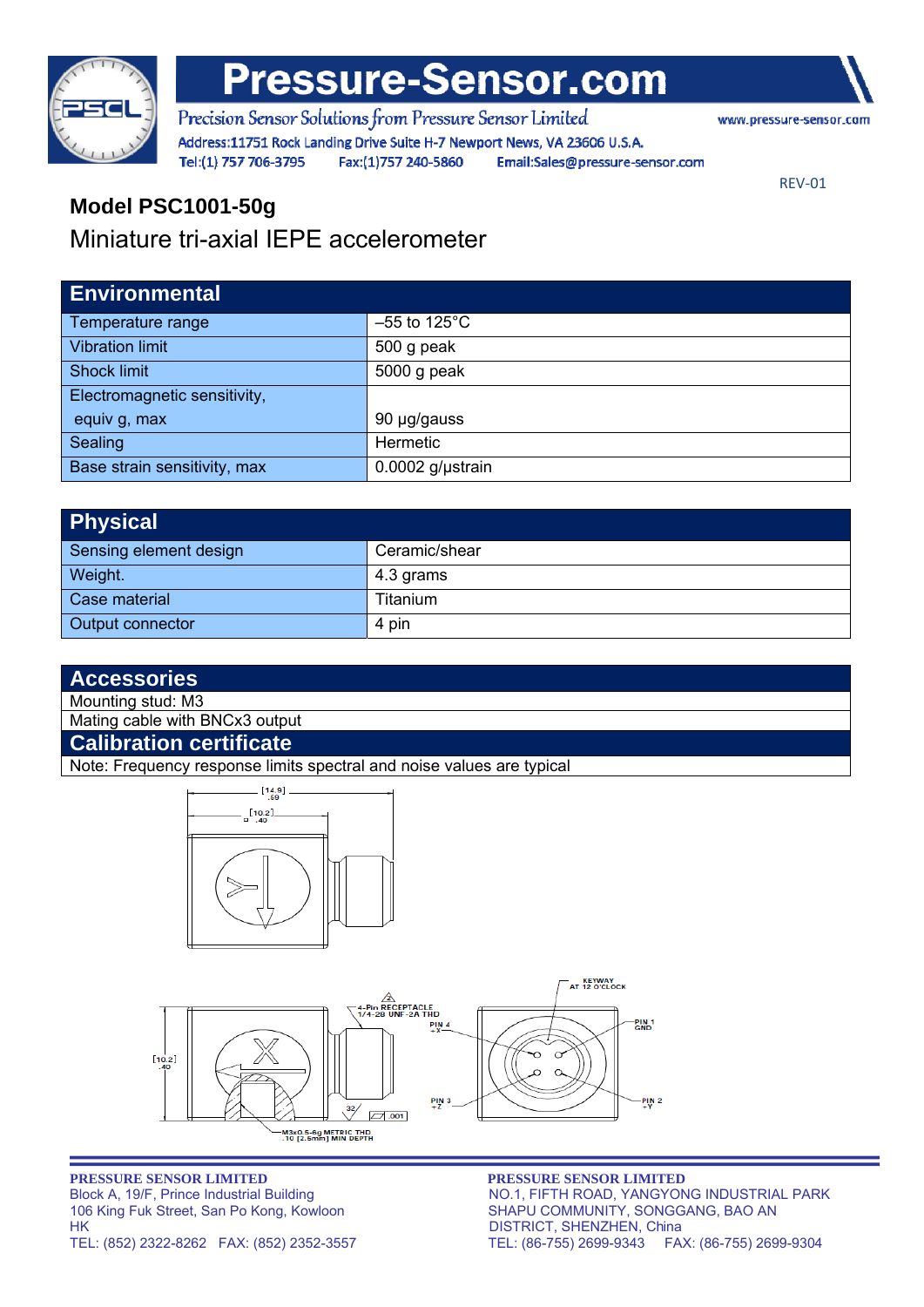**Model PSC1001-50g**

Miniature tri-axial IEPE accelerometer

REV-01

| Environmental | |
|---|---|
| Temperature range | –55 to 125°C |
| Vibration limit | 500 g peak |
| Shock limit | 5000 g peak |
| Electromagnetic sensitivity, equiv g, max | 90 µg/gauss |
| Sealing | Hermetic |
| Base strain sensitivity, max | 0.0002 g/µstrain |

| Physical | |
|---|---|
| Sensing element design | Ceramic/shear |
| Weight. | 4.3 grams |
| Case material | Titanium |
| Output connector | 4 pin |

## Accessories

Mounting stud: M3

Mating cable with BNCx3 output

## Calibration certificate

Note: Frequency response limits spectral and noise values are typical

[14.9]
.59

[10.2]
.40

KEYWAY AT 12 O'CLOCK

4-Pin RECEPTACLE 1/4-28 UNF-2A THD

PIN 4 +X

PIN 1 GND

PIN 3 +Z

PIN 2 +Y

[10.2]
.40

32

.001

M3x0.5-6g METRIC THD .10 [2.5mm] MIN DEPTH

**PRESSURE SENSOR LIMITED**
Block A, 19/F, Prince Industrial Building
106 King Fuk Street, San Po Kong, Kowloon
HK
TEL: (852) 2322-8262 FAX: (852) 2352-3557

**PRESSURE SENSOR LIMITED**
NO.1, FIFTH ROAD, YANGYONG INDUSTRIAL PARK
SHAPU COMMUNITY, SONGGANG, BAO AN
DISTRICT, SHENZHEN, China
TEL: (86-755) 2699-9343 FAX: (86-755) 2699-9304